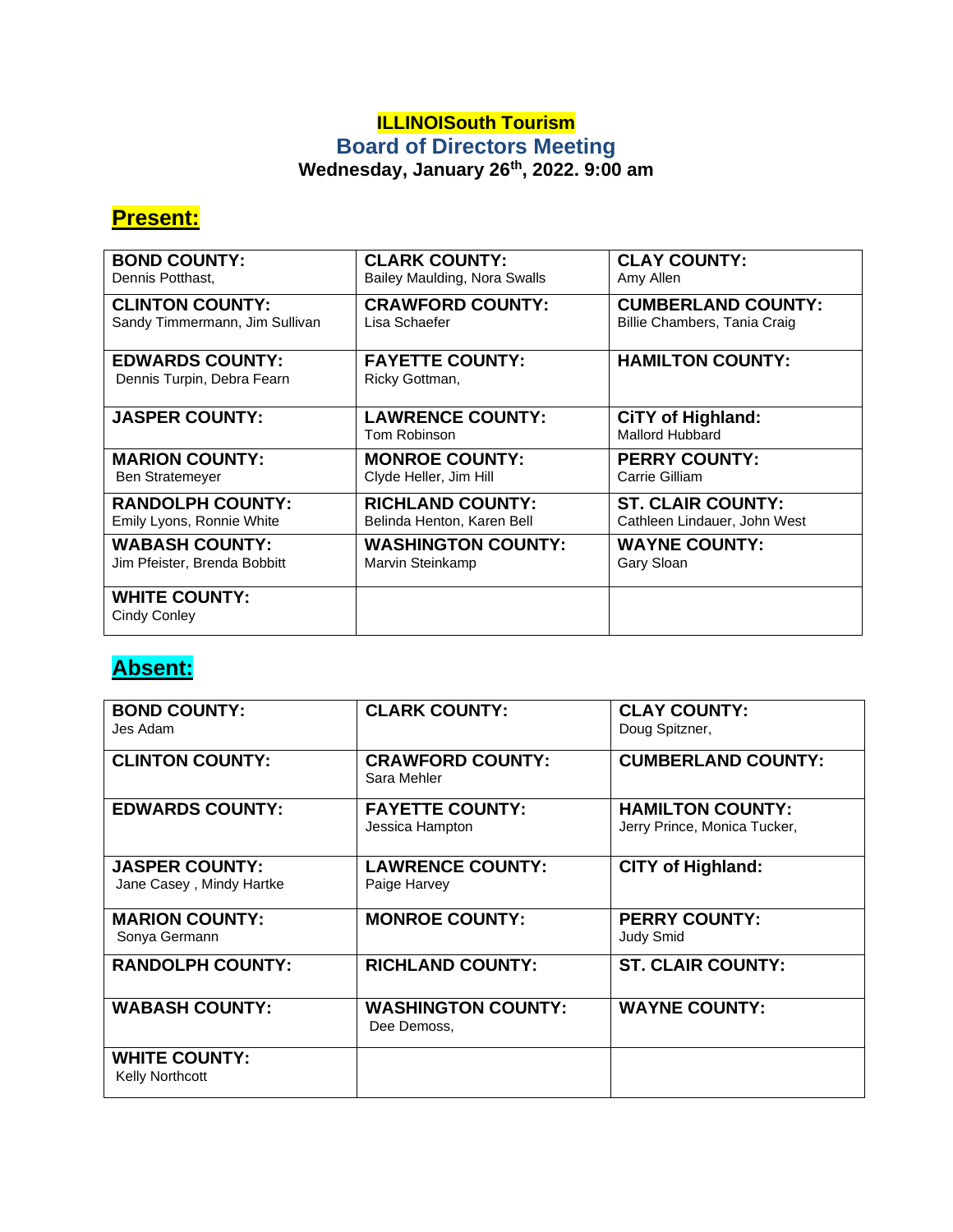# ILLINOISouth Tourism

## Board of Directors Meeting

**Wednesday, January 26th, 2022. 9:00 am**

## Present:

| | | |
|---|---|---|
| **BOND COUNTY:** Dennis Potthast, | **CLARK COUNTY:** Bailey Maulding, Nora Swalls | **CLAY COUNTY:** Amy Allen |
| **CLINTON COUNTY:** Sandy Timmermann, Jim Sullivan | **CRAWFORD COUNTY:** Lisa Schaefer | **CUMBERLAND COUNTY:** Billie Chambers, Tania Craig |
| **EDWARDS COUNTY:** Dennis Turpin, Debra Fearn | **FAYETTE COUNTY:** Ricky Gottman, | **HAMILTON COUNTY:** |
| **JASPER COUNTY:** | **LAWRENCE COUNTY:** Tom Robinson | **CiTY of Highland:** Mallord Hubbard |
| **MARION COUNTY:** Ben Stratemeyer | **MONROE COUNTY:** Clyde Heller, Jim Hill | **PERRY COUNTY:** Carrie Gilliam |
| **RANDOLPH COUNTY:** Emily Lyons, Ronnie White | **RICHLAND COUNTY:** Belinda Henton, Karen Bell | **ST. CLAIR COUNTY:** Cathleen Lindauer, John West |
| **WABASH COUNTY:** Jim Pfeister, Brenda Bobbitt | **WASHINGTON COUNTY:** Marvin Steinkamp | **WAYNE COUNTY:** Gary Sloan |
| **WHITE COUNTY:** Cindy Conley | | |

## Absent:

| | | |
|---|---|---|
| **BOND COUNTY:** Jes Adam | **CLARK COUNTY:** | **CLAY COUNTY:** Doug Spitzner, |
| **CLINTON COUNTY:** | **CRAWFORD COUNTY:** Sara Mehler | **CUMBERLAND COUNTY:** |
| **EDWARDS COUNTY:** | **FAYETTE COUNTY:** Jessica Hampton | **HAMILTON COUNTY:** Jerry Prince, Monica Tucker, |
| **JASPER COUNTY:** Jane Casey , Mindy Hartke | **LAWRENCE COUNTY:** Paige Harvey | **CITY of Highland:** |
| **MARION COUNTY:** Sonya Germann | **MONROE COUNTY:** | **PERRY COUNTY:** Judy Smid |
| **RANDOLPH COUNTY:** | **RICHLAND COUNTY:** | **ST. CLAIR COUNTY:** |
| **WABASH COUNTY:** | **WASHINGTON COUNTY:** Dee Demoss, | **WAYNE COUNTY:** |
| **WHITE COUNTY:** Kelly Northcott | | |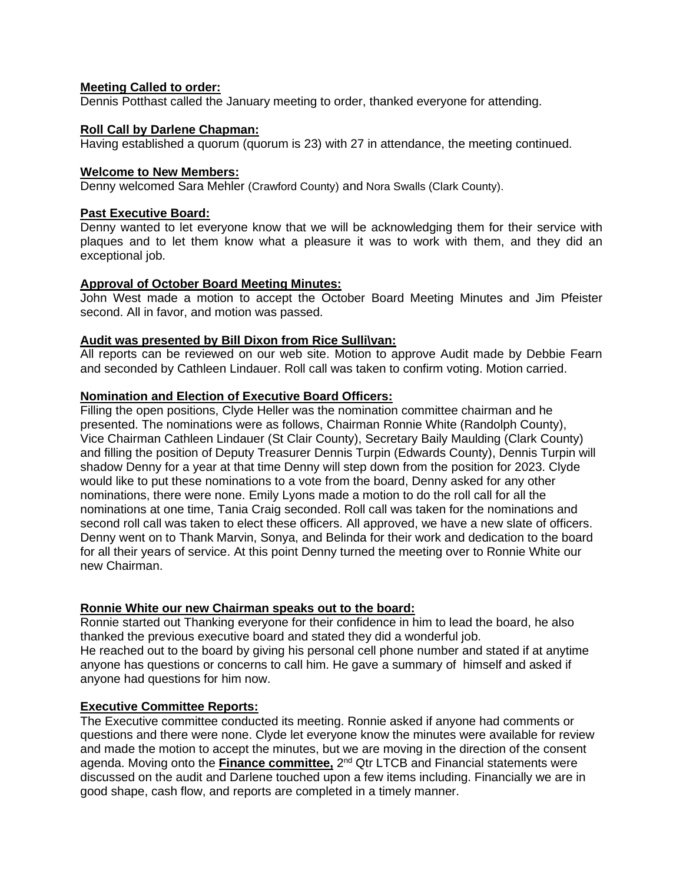**Meeting Called to order:**
Dennis Potthast called the January meeting to order, thanked everyone for attending.

**Roll Call by Darlene Chapman:**
Having established a quorum (quorum is 23) with 27 in attendance, the meeting continued.

**Welcome to New Members:**
Denny welcomed Sara Mehler (Crawford County) and Nora Swalls (Clark County).

**Past Executive Board:**
Denny wanted to let everyone know that we will be acknowledging them for their service with plaques and to let them know what a pleasure it was to work with them, and they did an exceptional job.

**Approval of October Board Meeting Minutes:**
John West made a motion to accept the October Board Meeting Minutes and Jim Pfeister second. All in favor, and motion was passed.

**Audit was presented by Bill Dixon from Rice Sulli\van:**
All reports can be reviewed on our web site. Motion to approve Audit made by Debbie Fearn and seconded by Cathleen Lindauer. Roll call was taken to confirm voting. Motion carried.

**Nomination and Election of Executive Board Officers:**
Filling the open positions, Clyde Heller was the nomination committee chairman and he presented. The nominations were as follows, Chairman Ronnie White (Randolph County), Vice Chairman Cathleen Lindauer (St Clair County), Secretary Baily Maulding (Clark County) and filling the position of Deputy Treasurer Dennis Turpin (Edwards County), Dennis Turpin will shadow Denny for a year at that time Denny will step down from the position for 2023. Clyde would like to put these nominations to a vote from the board, Denny asked for any other nominations, there were none. Emily Lyons made a motion to do the roll call for all the nominations at one time, Tania Craig seconded. Roll call was taken for the nominations and second roll call was taken to elect these officers. All approved, we have a new slate of officers. Denny went on to Thank Marvin, Sonya, and Belinda for their work and dedication to the board for all their years of service. At this point Denny turned the meeting over to Ronnie White our new Chairman.

**Ronnie White our new Chairman speaks out to the board:**
Ronnie started out Thanking everyone for their confidence in him to lead the board, he also thanked the previous executive board and stated they did a wonderful job.
He reached out to the board by giving his personal cell phone number and stated if at anytime anyone has questions or concerns to call him. He gave a summary of himself and asked if anyone had questions for him now.

**Executive Committee Reports:**
The Executive committee conducted its meeting. Ronnie asked if anyone had comments or questions and there were none. Clyde let everyone know the minutes were available for review and made the motion to accept the minutes, but we are moving in the direction of the consent agenda. Moving onto the **Finance committee,** 2nd Qtr LTCB and Financial statements were discussed on the audit and Darlene touched upon a few items including. Financially we are in good shape, cash flow, and reports are completed in a timely manner.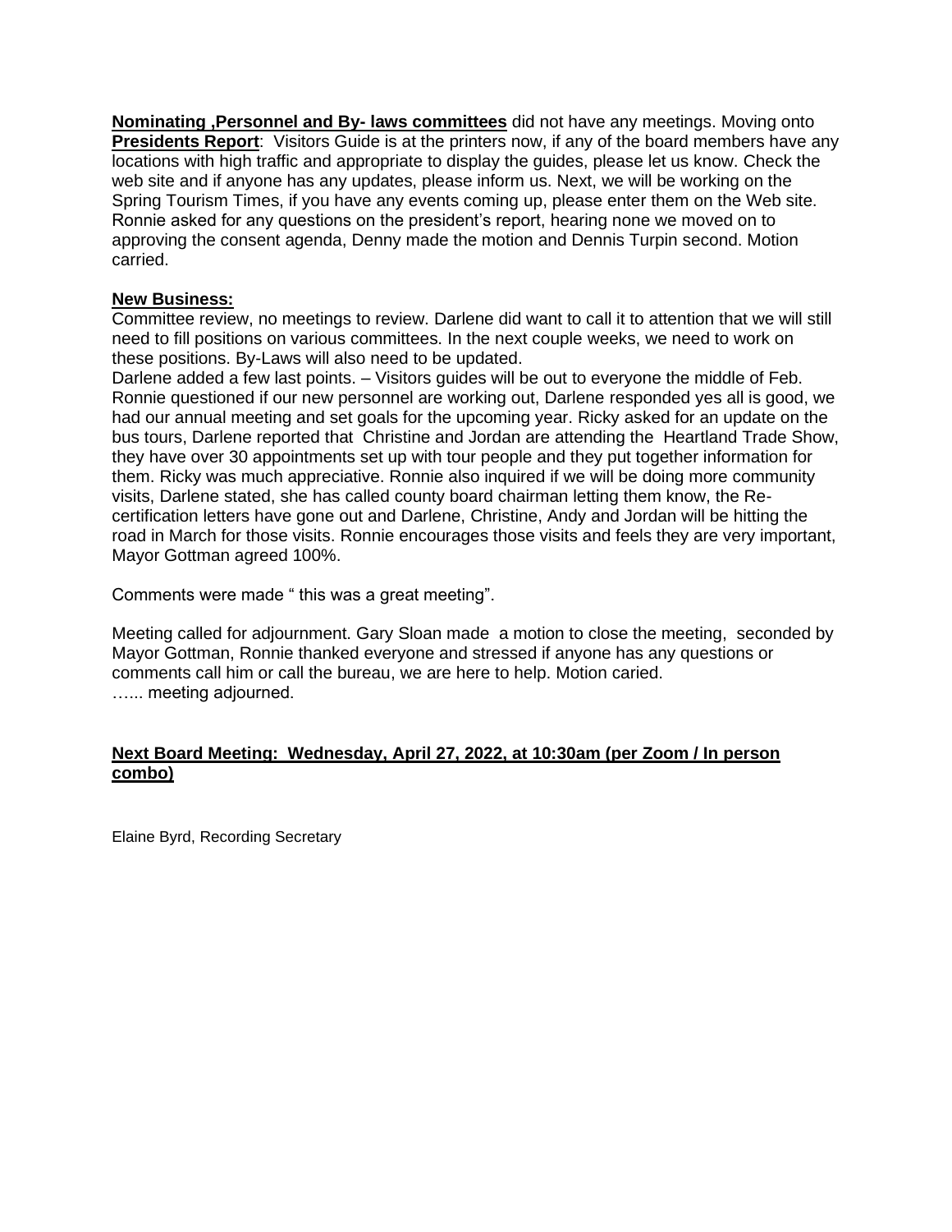**Nominating ,Personnel and By- laws committees** did not have any meetings. Moving onto **Presidents Report**: Visitors Guide is at the printers now, if any of the board members have any locations with high traffic and appropriate to display the guides, please let us know. Check the web site and if anyone has any updates, please inform us. Next, we will be working on the Spring Tourism Times, if you have any events coming up, please enter them on the Web site. Ronnie asked for any questions on the president's report, hearing none we moved on to approving the consent agenda, Denny made the motion and Dennis Turpin second. Motion carried.

**New Business:**

Committee review, no meetings to review. Darlene did want to call it to attention that we will still need to fill positions on various committees. In the next couple weeks, we need to work on these positions. By-Laws will also need to be updated.

Darlene added a few last points. – Visitors guides will be out to everyone the middle of Feb. Ronnie questioned if our new personnel are working out, Darlene responded yes all is good, we had our annual meeting and set goals for the upcoming year. Ricky asked for an update on the bus tours, Darlene reported that Christine and Jordan are attending the Heartland Trade Show, they have over 30 appointments set up with tour people and they put together information for them. Ricky was much appreciative. Ronnie also inquired if we will be doing more community visits, Darlene stated, she has called county board chairman letting them know, the Re-certification letters have gone out and Darlene, Christine, Andy and Jordan will be hitting the road in March for those visits. Ronnie encourages those visits and feels they are very important, Mayor Gottman agreed 100%.

Comments were made " this was a great meeting".

Meeting called for adjournment. Gary Sloan made a motion to close the meeting, seconded by Mayor Gottman, Ronnie thanked everyone and stressed if anyone has any questions or comments call him or call the bureau, we are here to help. Motion caried.
…... meeting adjourned.

**Next Board Meeting: Wednesday, April 27, 2022, at 10:30am (per Zoom / In person combo)**

Elaine Byrd, Recording Secretary